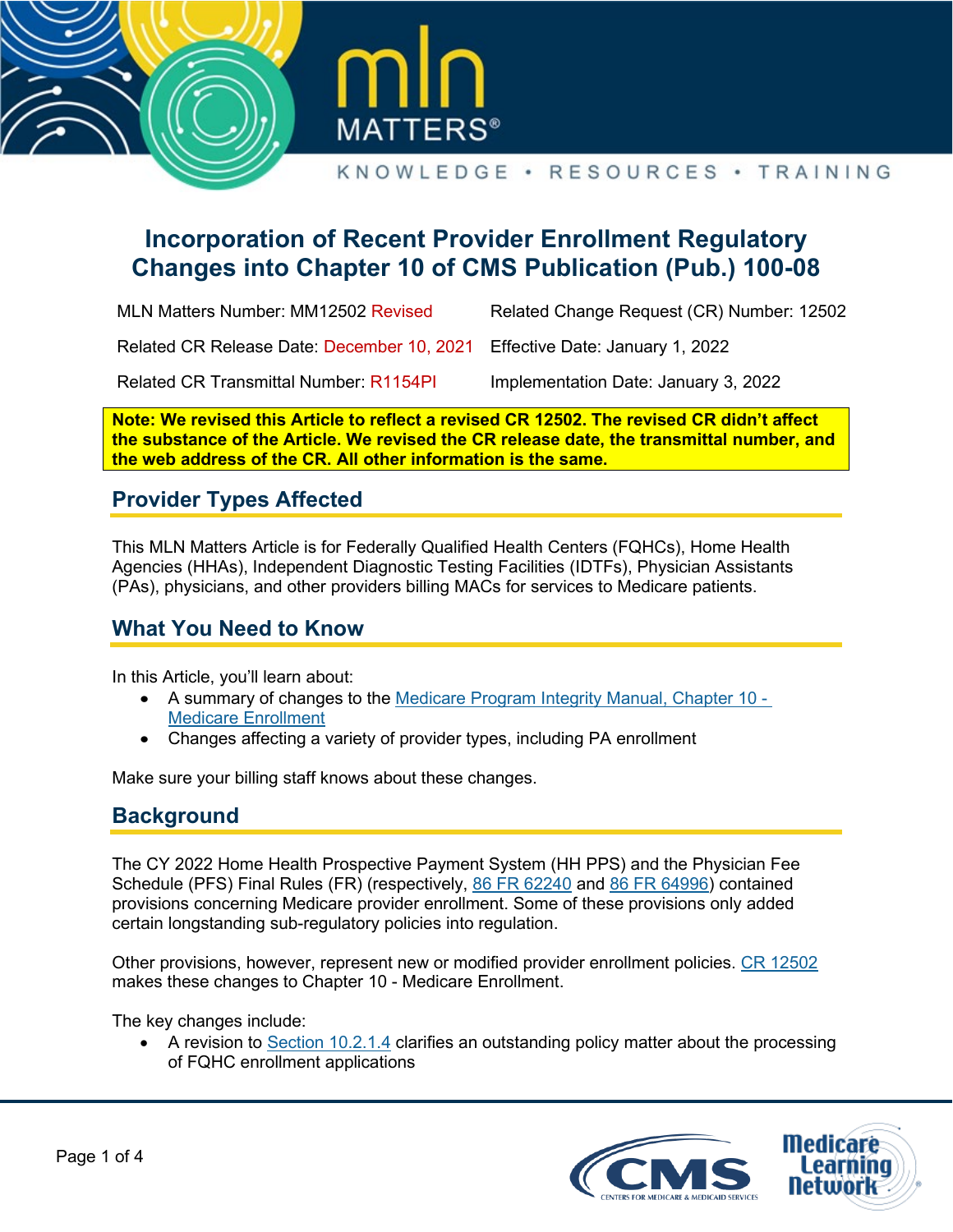# Incorporation of Recent Provider Enrollment Regulatory Changes into Chapter 10 of CMS Publication (Pub.) 100-08

| | |
|---|---|
| MLN Matters Number: MM12502 Revised | Related Change Request (CR) Number: 12502 |
| Related CR Release Date: December 10, 2021 | Effective Date: January 1, 2022 |
| Related CR Transmittal Number: R1154PI | Implementation Date: January 3, 2022 |

**Note: We revised this Article to reflect a revised CR 12502. The revised CR didn't affect the substance of the Article. We revised the CR release date, the transmittal number, and the web address of the CR. All other information is the same.**

## Provider Types Affected

This MLN Matters Article is for Federally Qualified Health Centers (FQHCs), Home Health Agencies (HHAs), Independent Diagnostic Testing Facilities (IDTFs), Physician Assistants (PAs), physicians, and other providers billing MACs for services to Medicare patients.

## What You Need to Know

In this Article, you'll learn about:

- A summary of changes to the Medicare Program Integrity Manual, Chapter 10 - Medicare Enrollment
- Changes affecting a variety of provider types, including PA enrollment

Make sure your billing staff knows about these changes.

## Background

The CY 2022 Home Health Prospective Payment System (HH PPS) and the Physician Fee Schedule (PFS) Final Rules (FR) (respectively, 86 FR 62240 and 86 FR 64996) contained provisions concerning Medicare provider enrollment. Some of these provisions only added certain longstanding sub-regulatory policies into regulation.

Other provisions, however, represent new or modified provider enrollment policies. CR 12502 makes these changes to Chapter 10 - Medicare Enrollment.

The key changes include:

- A revision to Section 10.2.1.4 clarifies an outstanding policy matter about the processing of FQHC enrollment applications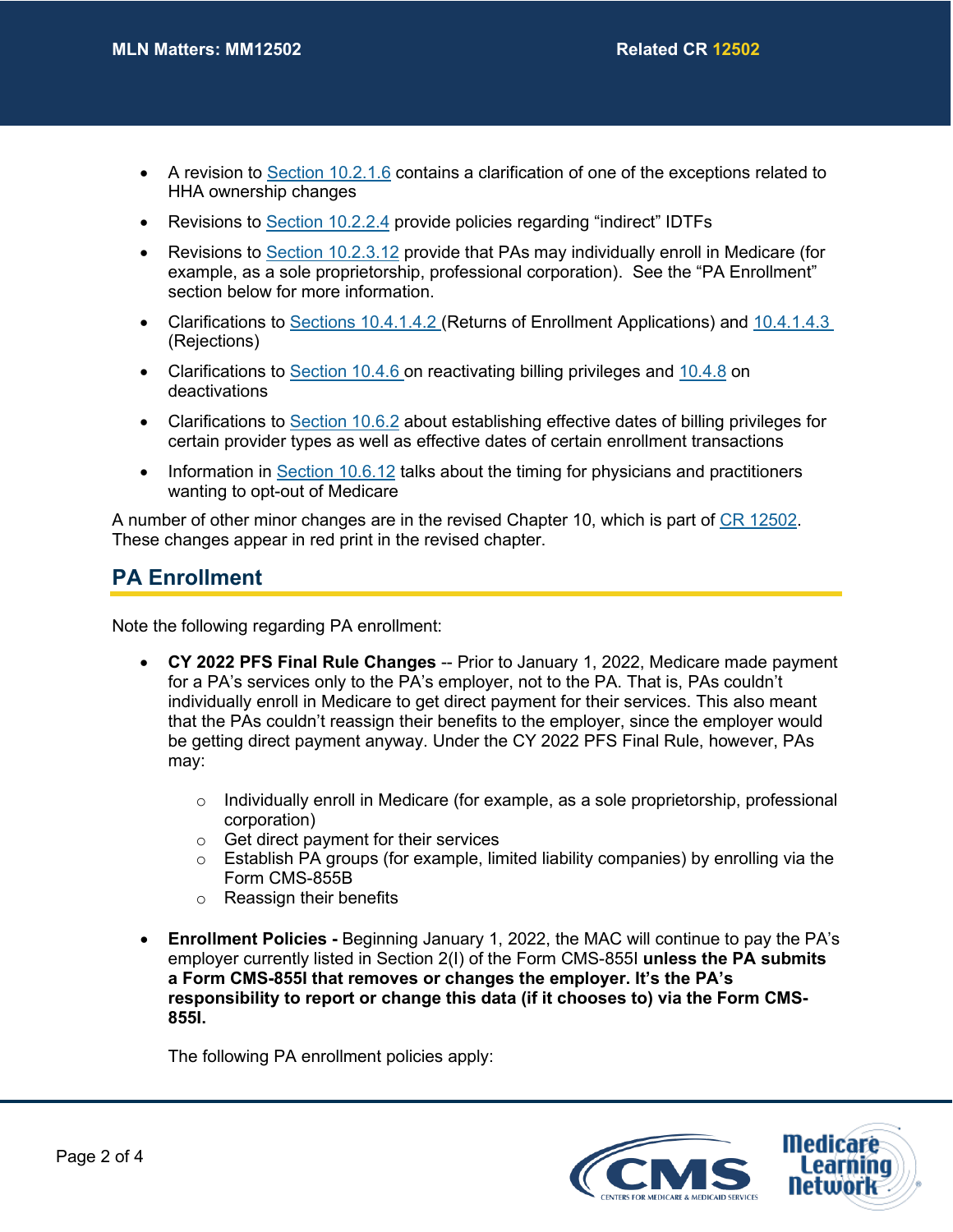- A revision to Section 10.2.1.6 contains a clarification of one of the exceptions related to HHA ownership changes
- Revisions to Section 10.2.2.4 provide policies regarding "indirect" IDTFs
- Revisions to Section 10.2.3.12 provide that PAs may individually enroll in Medicare (for example, as a sole proprietorship, professional corporation). See the "PA Enrollment" section below for more information.
- Clarifications to Sections 10.4.1.4.2 (Returns of Enrollment Applications) and 10.4.1.4.3 (Rejections)
- Clarifications to Section 10.4.6 on reactivating billing privileges and 10.4.8 on deactivations
- Clarifications to Section 10.6.2 about establishing effective dates of billing privileges for certain provider types as well as effective dates of certain enrollment transactions
- Information in Section 10.6.12 talks about the timing for physicians and practitioners wanting to opt-out of Medicare

A number of other minor changes are in the revised Chapter 10, which is part of CR 12502. These changes appear in red print in the revised chapter.

## PA Enrollment

Note the following regarding PA enrollment:

- **CY 2022 PFS Final Rule Changes** -- Prior to January 1, 2022, Medicare made payment for a PA's services only to the PA's employer, not to the PA. That is, PAs couldn't individually enroll in Medicare to get direct payment for their services. This also meant that the PAs couldn't reassign their benefits to the employer, since the employer would be getting direct payment anyway. Under the CY 2022 PFS Final Rule, however, PAs may:
    - Individually enroll in Medicare (for example, as a sole proprietorship, professional corporation)
    - Get direct payment for their services
    - Establish PA groups (for example, limited liability companies) by enrolling via the Form CMS-855B
    - Reassign their benefits

- **Enrollment Policies -** Beginning January 1, 2022, the MAC will continue to pay the PA's employer currently listed in Section 2(I) of the Form CMS-855I **unless the PA submits a Form CMS-855I that removes or changes the employer. It's the PA's responsibility to report or change this data (if it chooses to) via the Form CMS-855I.**

  The following PA enrollment policies apply: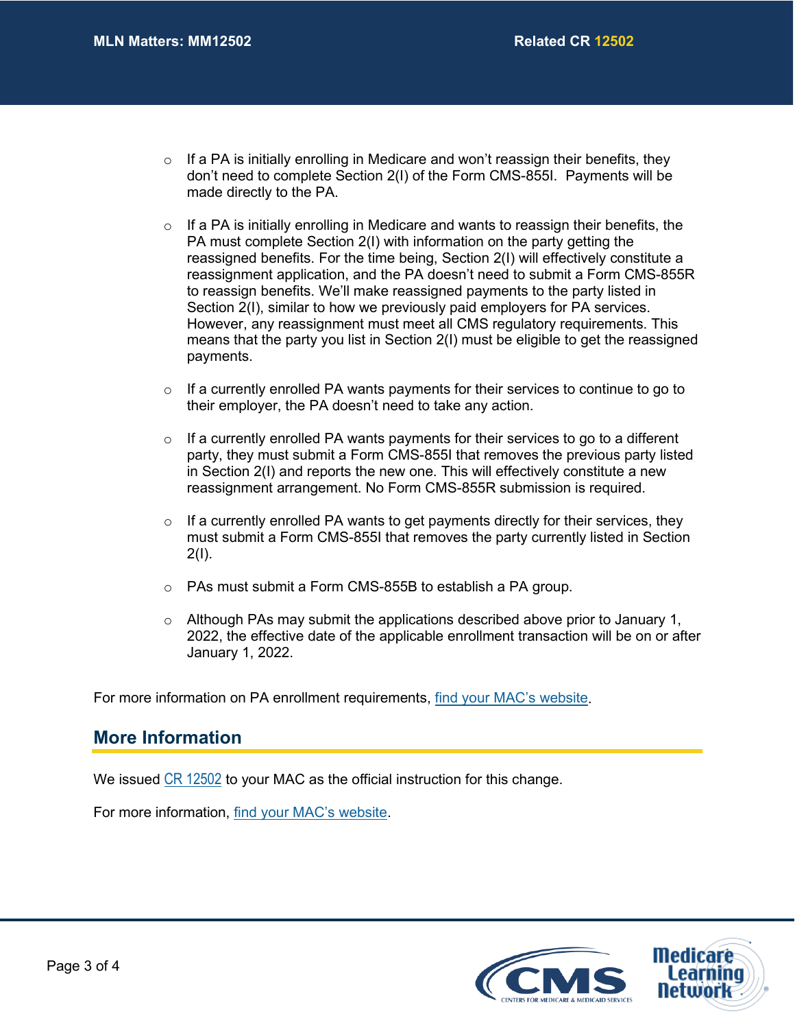- If a PA is initially enrolling in Medicare and won't reassign their benefits, they don't need to complete Section 2(I) of the Form CMS-855I. Payments will be made directly to the PA.
- If a PA is initially enrolling in Medicare and wants to reassign their benefits, the PA must complete Section 2(I) with information on the party getting the reassigned benefits. For the time being, Section 2(I) will effectively constitute a reassignment application, and the PA doesn't need to submit a Form CMS-855R to reassign benefits. We'll make reassigned payments to the party listed in Section 2(I), similar to how we previously paid employers for PA services. However, any reassignment must meet all CMS regulatory requirements. This means that the party you list in Section 2(I) must be eligible to get the reassigned payments.
- If a currently enrolled PA wants payments for their services to continue to go to their employer, the PA doesn't need to take any action.
- If a currently enrolled PA wants payments for their services to go to a different party, they must submit a Form CMS-855I that removes the previous party listed in Section 2(I) and reports the new one. This will effectively constitute a new reassignment arrangement. No Form CMS-855R submission is required.
- If a currently enrolled PA wants to get payments directly for their services, they must submit a Form CMS-855I that removes the party currently listed in Section 2(I).
- PAs must submit a Form CMS-855B to establish a PA group.
- Although PAs may submit the applications described above prior to January 1, 2022, the effective date of the applicable enrollment transaction will be on or after January 1, 2022.

For more information on PA enrollment requirements, find your MAC's website.

## More Information

We issued CR 12502 to your MAC as the official instruction for this change.

For more information, find your MAC's website.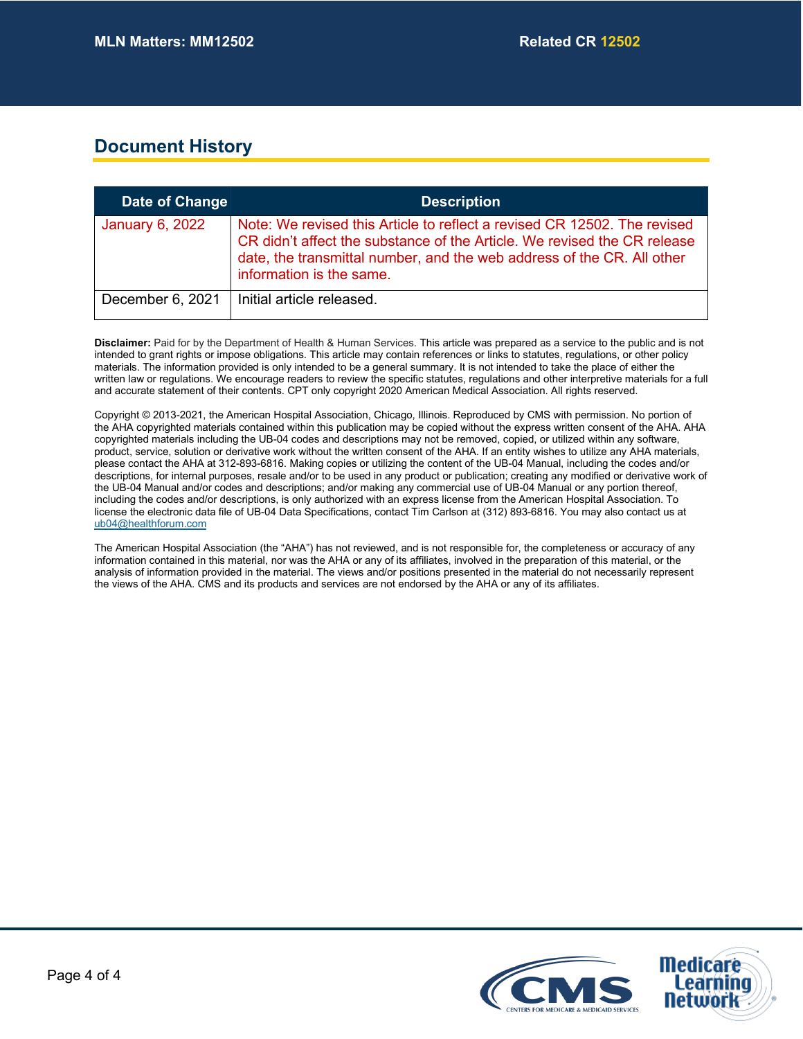## Document History

| Date of Change | Description |
| --- | --- |
| January 6, 2022 | Note: We revised this Article to reflect a revised CR 12502. The revised CR didn't affect the substance of the Article. We revised the CR release date, the transmittal number, and the web address of the CR. All other information is the same. |
| December 6, 2021 | Initial article released. |

**Disclaimer:** Paid for by the Department of Health & Human Services. This article was prepared as a service to the public and is not intended to grant rights or impose obligations. This article may contain references or links to statutes, regulations, or other policy materials. The information provided is only intended to be a general summary. It is not intended to take the place of either the written law or regulations. We encourage readers to review the specific statutes, regulations and other interpretive materials for a full and accurate statement of their contents. CPT only copyright 2020 American Medical Association. All rights reserved.

Copyright © 2013-2021, the American Hospital Association, Chicago, Illinois. Reproduced by CMS with permission. No portion of the AHA copyrighted materials contained within this publication may be copied without the express written consent of the AHA. AHA copyrighted materials including the UB-04 codes and descriptions may not be removed, copied, or utilized within any software, product, service, solution or derivative work without the written consent of the AHA. If an entity wishes to utilize any AHA materials, please contact the AHA at 312-893-6816. Making copies or utilizing the content of the UB-04 Manual, including the codes and/or descriptions, for internal purposes, resale and/or to be used in any product or publication; creating any modified or derivative work of the UB-04 Manual and/or codes and descriptions; and/or making any commercial use of UB-04 Manual or any portion thereof, including the codes and/or descriptions, is only authorized with an express license from the American Hospital Association. To license the electronic data file of UB-04 Data Specifications, contact Tim Carlson at (312) 893-6816. You may also contact us at ub04@healthforum.com

The American Hospital Association (the "AHA") has not reviewed, and is not responsible for, the completeness or accuracy of any information contained in this material, nor was the AHA or any of its affiliates, involved in the preparation of this material, or the analysis of information provided in the material. The views and/or positions presented in the material do not necessarily represent the views of the AHA. CMS and its products and services are not endorsed by the AHA or any of its affiliates.